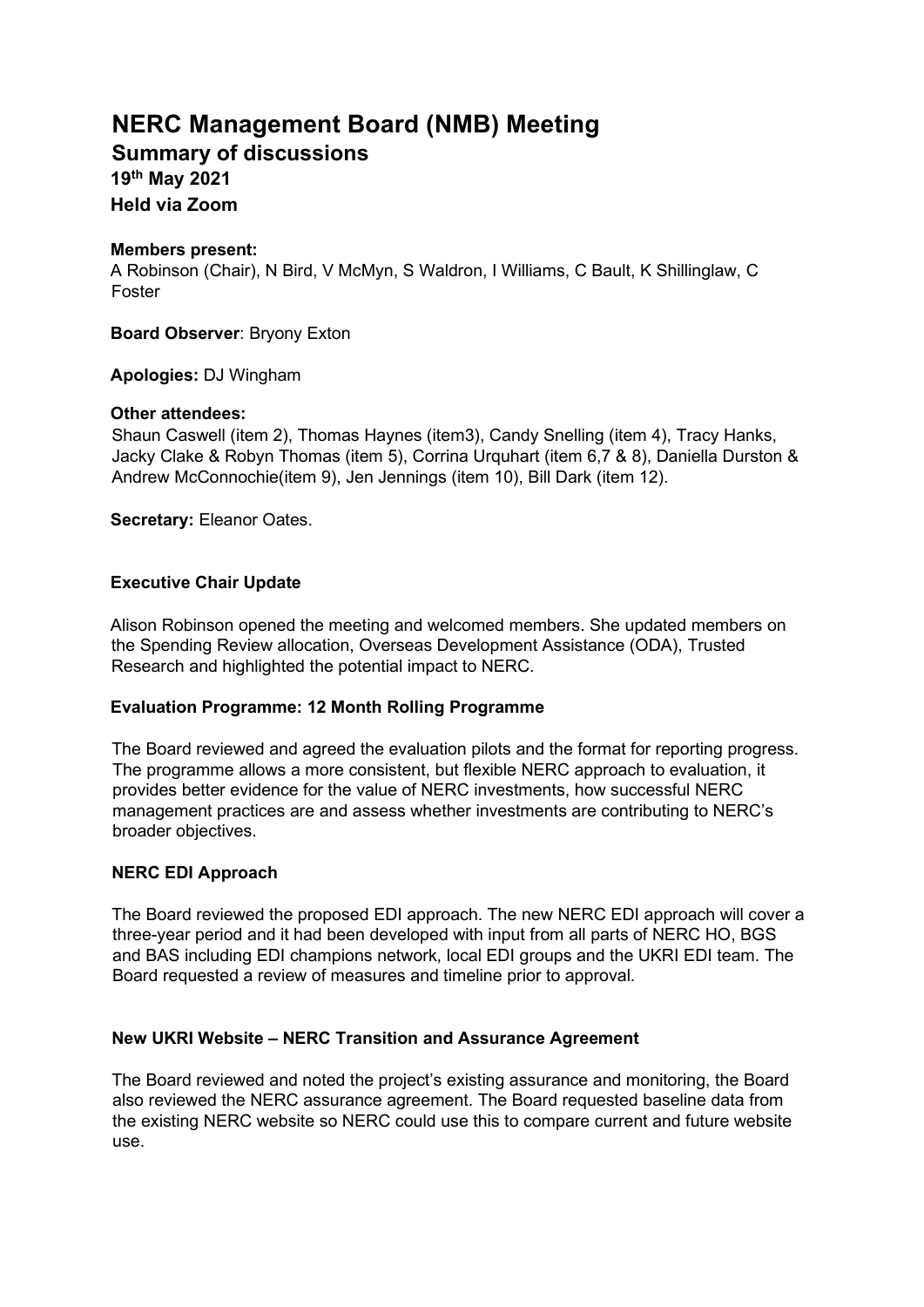# NERC Management Board (NMB) Meeting

## Summary of discussions

### 19th May 2021

### Held via Zoom

**Members present:**
A Robinson (Chair), N Bird, V McMyn, S Waldron, I Williams, C Bault, K Shillinglaw, C Foster

**Board Observer**: Bryony Exton

**Apologies:** DJ Wingham

**Other attendees:**
Shaun Caswell (item 2), Thomas Haynes (item3), Candy Snelling (item 4), Tracy Hanks, Jacky Clake & Robyn Thomas (item 5), Corrina Urquhart (item 6,7 & 8), Daniella Durston & Andrew McConnochie(item 9), Jen Jennings (item 10), Bill Dark (item 12).

**Secretary:** Eleanor Oates.

#### Executive Chair Update

Alison Robinson opened the meeting and welcomed members. She updated members on the Spending Review allocation, Overseas Development Assistance (ODA), Trusted Research and highlighted the potential impact to NERC.

#### Evaluation Programme: 12 Month Rolling Programme

The Board reviewed and agreed the evaluation pilots and the format for reporting progress. The programme allows a more consistent, but flexible NERC approach to evaluation, it provides better evidence for the value of NERC investments, how successful NERC management practices are and assess whether investments are contributing to NERC's broader objectives.

#### NERC EDI Approach

The Board reviewed the proposed EDI approach. The new NERC EDI approach will cover a three-year period and it had been developed with input from all parts of NERC HO, BGS and BAS including EDI champions network, local EDI groups and the UKRI EDI team. The Board requested a review of measures and timeline prior to approval.

#### New UKRI Website – NERC Transition and Assurance Agreement

The Board reviewed and noted the project's existing assurance and monitoring, the Board also reviewed the NERC assurance agreement. The Board requested baseline data from the existing NERC website so NERC could use this to compare current and future website use.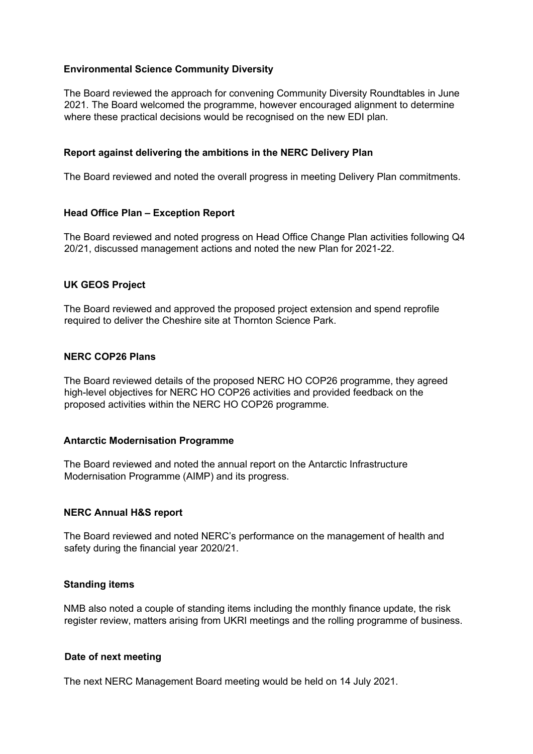### Environmental Science Community Diversity

The Board reviewed the approach for convening Community Diversity Roundtables in June 2021. The Board welcomed the programme, however encouraged alignment to determine where these practical decisions would be recognised on the new EDI plan.

### Report against delivering the ambitions in the NERC Delivery Plan

The Board reviewed and noted the overall progress in meeting Delivery Plan commitments.

### Head Office Plan – Exception Report

The Board reviewed and noted progress on Head Office Change Plan activities following Q4 20/21, discussed management actions and noted the new Plan for 2021-22.

### UK GEOS Project

The Board reviewed and approved the proposed project extension and spend reprofile required to deliver the Cheshire site at Thornton Science Park.

### NERC COP26 Plans

The Board reviewed details of the proposed NERC HO COP26 programme, they agreed high-level objectives for NERC HO COP26 activities and provided feedback on the proposed activities within the NERC HO COP26 programme.

### Antarctic Modernisation Programme

The Board reviewed and noted the annual report on the Antarctic Infrastructure Modernisation Programme (AIMP) and its progress.

### NERC Annual H&S report

The Board reviewed and noted NERC's performance on the management of health and safety during the financial year 2020/21.

### Standing items

NMB also noted a couple of standing items including the monthly finance update, the risk register review, matters arising from UKRI meetings and the rolling programme of business.

### Date of next meeting

The next NERC Management Board meeting would be held on 14 July 2021.